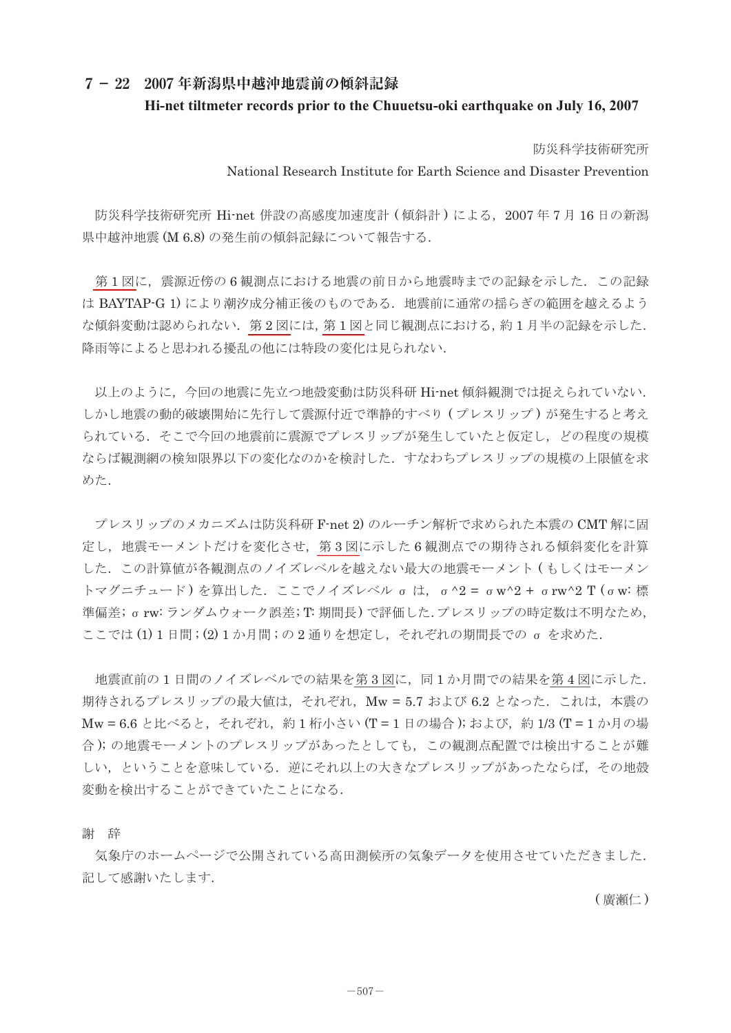# 7 － 22　2007 年新潟県中越沖地震前の傾斜記録

## Hi-net tiltmeter records prior to the Chuuetsu-oki earthquake on July 16, 2007

防災科学技術研究所

National Research Institute for Earth Science and Disaster Prevention

防災科学技術研究所 Hi-net 併設の高感度加速度計 ( 傾斜計 ) による，2007 年 7 月 16 日の新潟県中越沖地震 (M 6.8) の発生前の傾斜記録について報告する．

第 1 図に，震源近傍の 6 観測点における地震の前日から地震時までの記録を示した．この記録は BAYTAP-G 1) により潮汐成分補正後のものである．地震前に通常の揺らぎの範囲を越えるような傾斜変動は認められない．第 2 図には，第 1 図と同じ観測点における，約 1 月半の記録を示した．降雨等によると思われる擾乱の他には特段の変化は見られない．

以上のように，今回の地震に先立つ地殻変動は防災科研 Hi-net 傾斜観測では捉えられていない．しかし地震の動的破壊開始に先行して震源付近で準静的すべり ( プレスリップ ) が発生すると考えられている．そこで今回の地震前に震源でプレスリップが発生していたと仮定し，どの程度の規模ならば観測網の検知限界以下の変化なのかを検討した．すなわちプレスリップの規模の上限値を求めた．

プレスリップのメカニズムは防災科研 F-net 2) のルーチン解析で求められた本震の CMT 解に固定し，地震モーメントだけを変化させ，第 3 図に示した 6 観測点での期待される傾斜変化を計算した．この計算値が各観測点のノイズレベルを越えない最大の地震モーメント ( もしくはモーメントマグニチュード ) を算出した．ここでノイズレベル $\sigma$ は，$\sigma^2 = \sigma_w^2 + \sigma_{rw}^2 T$ ($\sigma_w$: 標準偏差; $\sigma_{rw}$: ランダムウォーク誤差; T: 期間長) で評価した．プレスリップの時定数は不明なため，ここでは (1) 1 日間 ; (2) 1 か月間 ; の 2 通りを想定し，それぞれの期間長での $\sigma$ を求めた．

地震直前の 1 日間のノイズレベルでの結果を第 3 図に，同 1 か月間での結果を第 4 図に示した．期待されるプレスリップの最大値は，それぞれ，Mw = 5.7 および 6.2 となった．これは，本震の Mw = 6.6 と比べると，それぞれ，約 1 桁小さい (T = 1 日の場合 ); および，約 1/3 (T = 1 か月の場合 ); の地震モーメントのプレスリップがあったとしても，この観測点配置では検出することが難しい，ということを意味している．逆にそれ以上の大きなプレスリップがあったならば，その地殻変動を検出することができていたことになる．

謝　辞

気象庁のホームページで公開されている高田測候所の気象データを使用させていただきました．記して感謝いたします．

( 廣瀬仁 )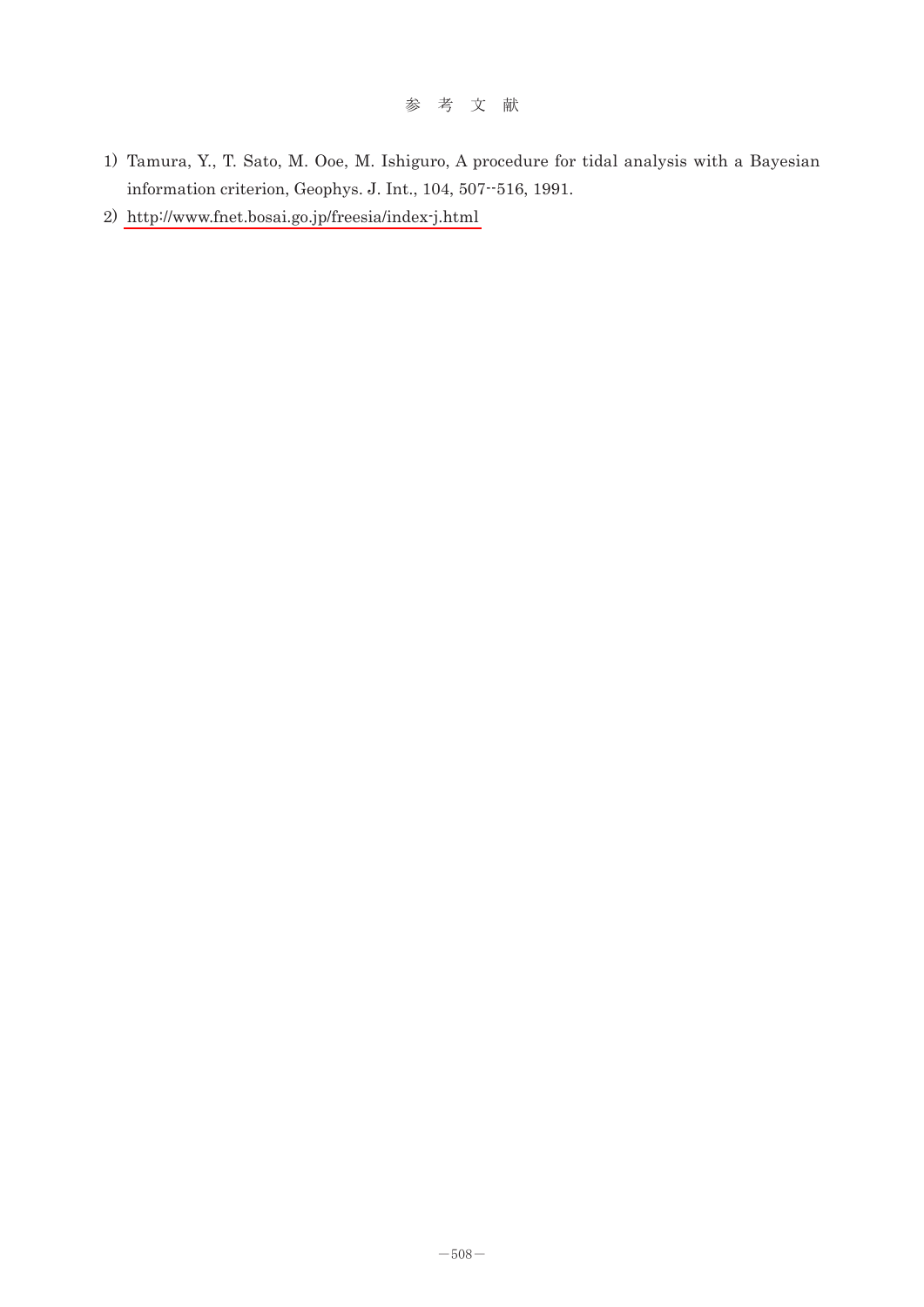# 参 考 文 献

1) Tamura, Y., T. Sato, M. Ooe, M. Ishiguro, A procedure for tidal analysis with a Bayesian information criterion, Geophys. J. Int., 104, 507--516, 1991.
2) http://www.fnet.bosai.go.jp/freesia/index-j.html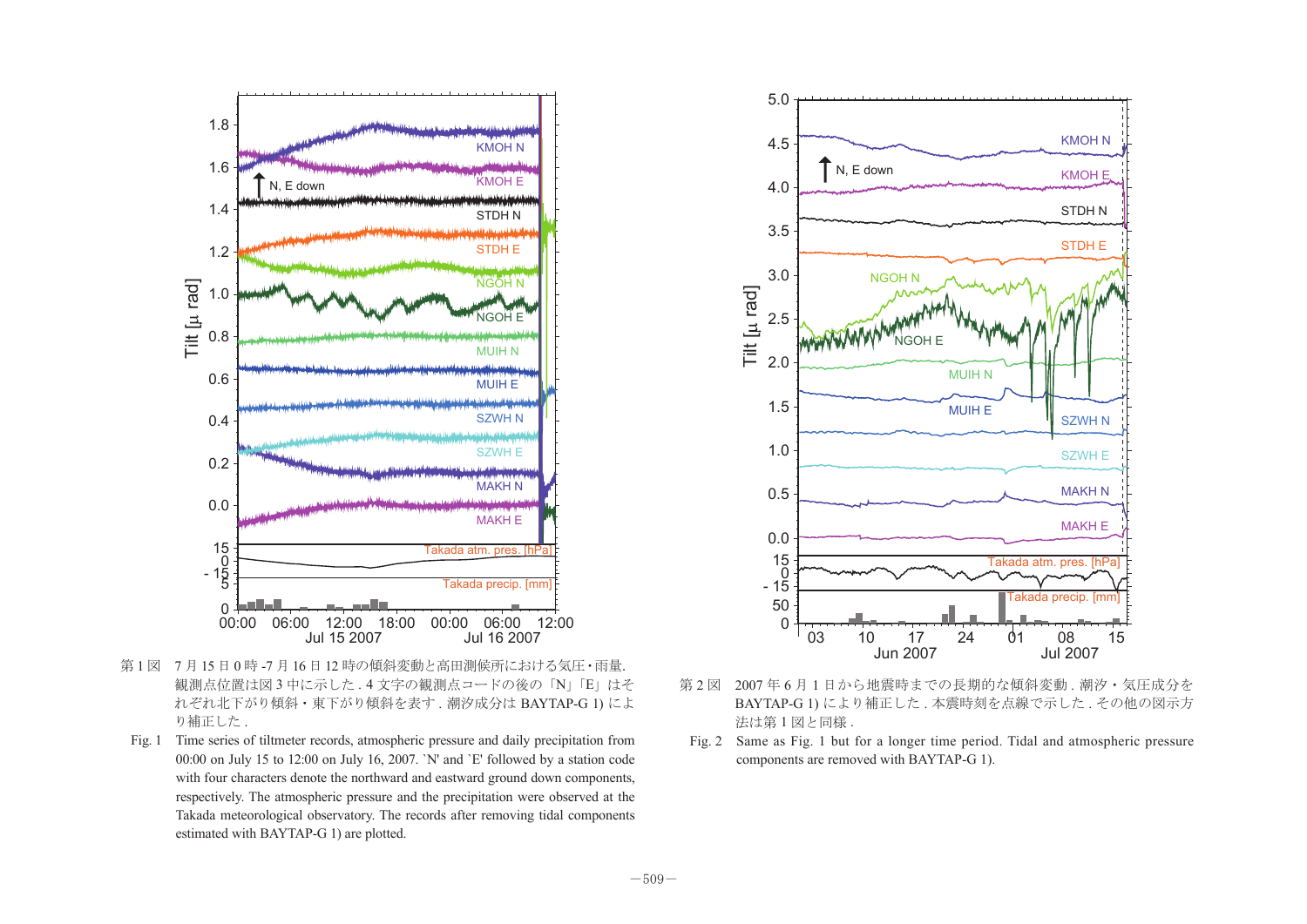第 1 図　7 月 15 日 0 時 -7 月 16 日 12 時の傾斜変動と高田測候所における気圧・雨量.
観測点位置は図 3 中に示した . 4 文字の観測点コードの後の「N」「E」はそれぞれ北下がり傾斜・東下がり傾斜を表す . 潮汐成分は BAYTAP-G 1) により補正した .

Fig. 1　Time series of tiltmeter records, atmospheric pressure and daily precipitation from 00:00 on July 15 to 12:00 on July 16, 2007. `N' and `E' followed by a station code with four characters denote the northward and eastward ground down components, respectively. The atmospheric pressure and the precipitation were observed at the Takada meteorological observatory. The records after removing tidal components estimated with BAYTAP-G 1) are plotted.

第 2 図　2007 年 6 月 1 日から地震時までの長期的な傾斜変動 . 潮汐・気圧成分を BAYTAP-G 1) により補正した . 本震時刻を点線で示した . その他の図示方法は第 1 図と同様 .

Fig. 2　Same as Fig. 1 but for a longer time period. Tidal and atmospheric pressure components are removed with BAYTAP-G 1).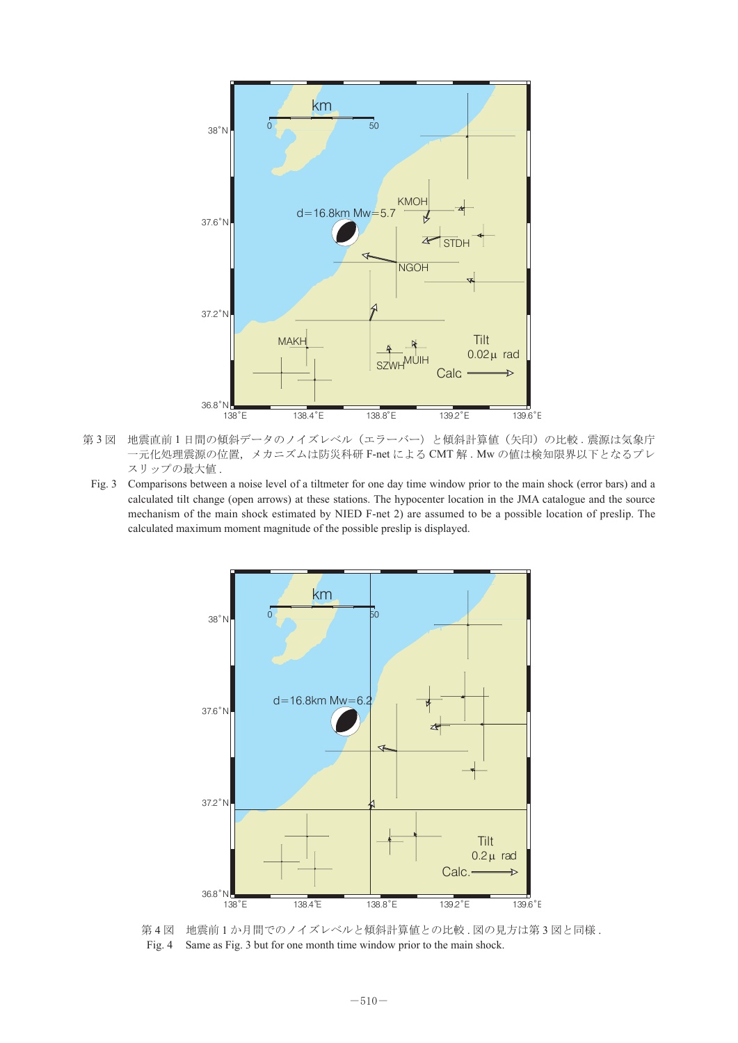km

0 50

38˚N

37.6˚N

37.2˚N

36.8˚N

138˚E 138.4˚E 138.8˚E 139.2˚E 139.6˚E

d=16.8km Mw=5.7

KMOH

STDH

NGOH

MAKH

SZWH

MUIH

Tilt

0.02μ rad

Calc

第 3 図　地震直前 1 日間の傾斜データのノイズレベル（エラーバー）と傾斜計算値（矢印）の比較 . 震源は気象庁一元化処理震源の位置，メカニズムは防災科研 F-net による CMT 解 . Mw の値は検知限界以下となるプレスリップの最大値 .

Fig. 3　Comparisons between a noise level of a tiltmeter for one day time window prior to the main shock (error bars) and a calculated tilt change (open arrows) at these stations. The hypocenter location in the JMA catalogue and the source mechanism of the main shock estimated by NIED F-net 2) are assumed to be a possible location of preslip. The calculated maximum moment magnitude of the possible preslip is displayed.

km

0 50

38˚N

37.6˚N

37.2˚N

36.8˚N

138˚E 138.4˚E 138.8˚E 139.2˚E 139.6˚E

d=16.8km Mw=6.2

Tilt

0.2μ rad

Calc.

第 4 図　地震前 1 か月間でのノイズレベルと傾斜計算値との比較 . 図の見方は第 3 図と同様 .

Fig. 4　Same as Fig. 3 but for one month time window prior to the main shock.